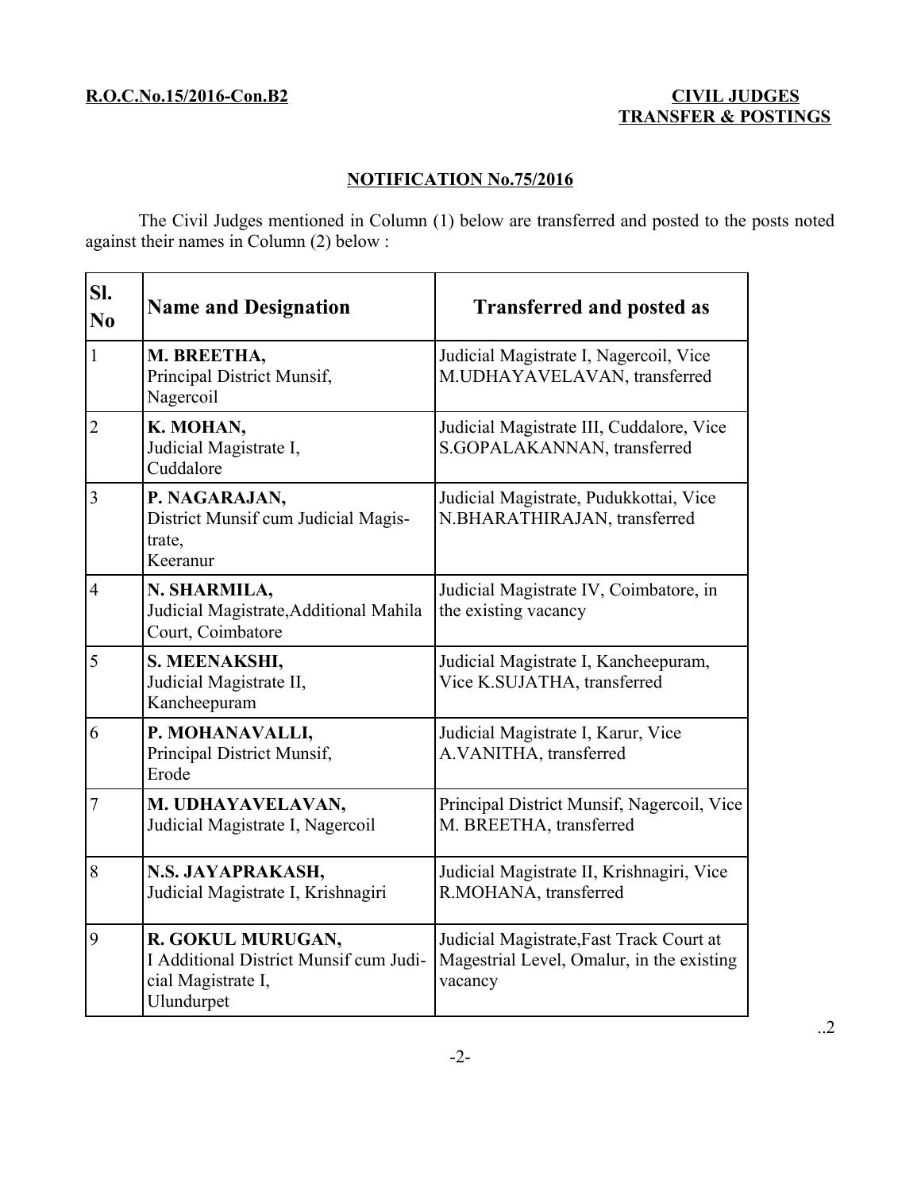**R.O.C.No.15/2016-Con.B2**

**CIVIL JUDGES TRANSFER & POSTINGS**

**NOTIFICATION No.75/2016**

The Civil Judges mentioned in Column (1) below are transferred and posted to the posts noted against their names in Column (2) below :

| Sl. No | Name and Designation | Transferred and posted as |
|---|---|---|
| 1 | **M. BREETHA,** Principal District Munsif, Nagercoil | Judicial Magistrate I, Nagercoil, Vice M.UDHAYAVELAVAN, transferred |
| 2 | **K. MOHAN,** Judicial Magistrate I, Cuddalore | Judicial Magistrate III, Cuddalore, Vice S.GOPALAKANNAN, transferred |
| 3 | **P. NAGARAJAN,** District Munsif cum Judicial Magistrate, Keeranur | Judicial Magistrate, Pudukkottai, Vice N.BHARATHIRAJAN, transferred |
| 4 | **N. SHARMILA,** Judicial Magistrate,Additional Mahila Court, Coimbatore | Judicial Magistrate IV, Coimbatore, in the existing vacancy |
| 5 | **S. MEENAKSHI,** Judicial Magistrate II, Kancheepuram | Judicial Magistrate I, Kancheepuram, Vice K.SUJATHA, transferred |
| 6 | **P. MOHANAVALLI,** Principal District Munsif, Erode | Judicial Magistrate I, Karur, Vice A.VANITHA, transferred |
| 7 | **M. UDHAYAVELAVAN,** Judicial Magistrate I, Nagercoil | Principal District Munsif, Nagercoil, Vice M. BREETHA, transferred |
| 8 | **N.S. JAYAPRAKASH,** Judicial Magistrate I, Krishnagiri | Judicial Magistrate II, Krishnagiri, Vice R.MOHANA, transferred |
| 9 | **R. GOKUL MURUGAN,** I Additional District Munsif cum Judicial Magistrate I, Ulundurpet | Judicial Magistrate,Fast Track Court at Magestrial Level, Omalur, in the existing vacancy |

..2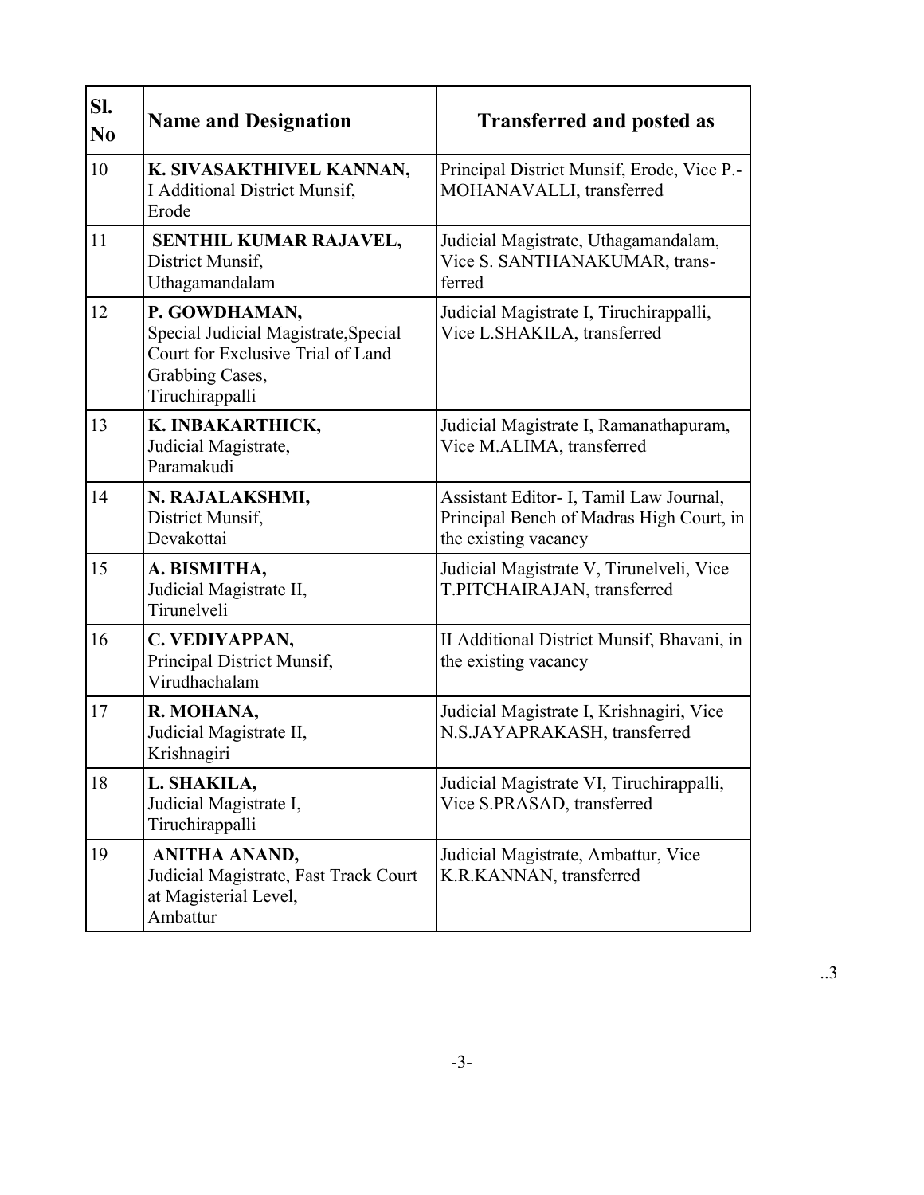| Sl. No | Name and Designation | Transferred and posted as |
|---|---|---|
| 10 | **K. SIVASAKTHIVEL KANNAN,** I Additional District Munsif, Erode | Principal District Munsif, Erode, Vice P.-MOHANAVALLI, transferred |
| 11 | **SENTHIL KUMAR RAJAVEL,** District Munsif, Uthagamandalam | Judicial Magistrate, Uthagamandalam, Vice S. SANTHANAKUMAR, transferred |
| 12 | **P. GOWDHAMAN,** Special Judicial Magistrate,Special Court for Exclusive Trial of Land Grabbing Cases, Tiruchirappalli | Judicial Magistrate I, Tiruchirappalli, Vice L.SHAKILA, transferred |
| 13 | **K. INBAKARTHICK,** Judicial Magistrate, Paramakudi | Judicial Magistrate I, Ramanathapuram, Vice M.ALIMA, transferred |
| 14 | **N. RAJALAKSHMI,** District Munsif, Devakottai | Assistant Editor- I, Tamil Law Journal, Principal Bench of Madras High Court, in the existing vacancy |
| 15 | **A. BISMITHA,** Judicial Magistrate II, Tirunelveli | Judicial Magistrate V, Tirunelveli, Vice T.PITCHAIRAJAN, transferred |
| 16 | **C. VEDIYAPPAN,** Principal District Munsif, Virudhachalam | II Additional District Munsif, Bhavani, in the existing vacancy |
| 17 | **R. MOHANA,** Judicial Magistrate II, Krishnagiri | Judicial Magistrate I, Krishnagiri, Vice N.S.JAYAPRAKASH, transferred |
| 18 | **L. SHAKILA,** Judicial Magistrate I, Tiruchirappalli | Judicial Magistrate VI, Tiruchirappalli, Vice S.PRASAD, transferred |
| 19 | **ANITHA ANAND,** Judicial Magistrate, Fast Track Court at Magisterial Level, Ambattur | Judicial Magistrate, Ambattur, Vice K.R.KANNAN, transferred |

..3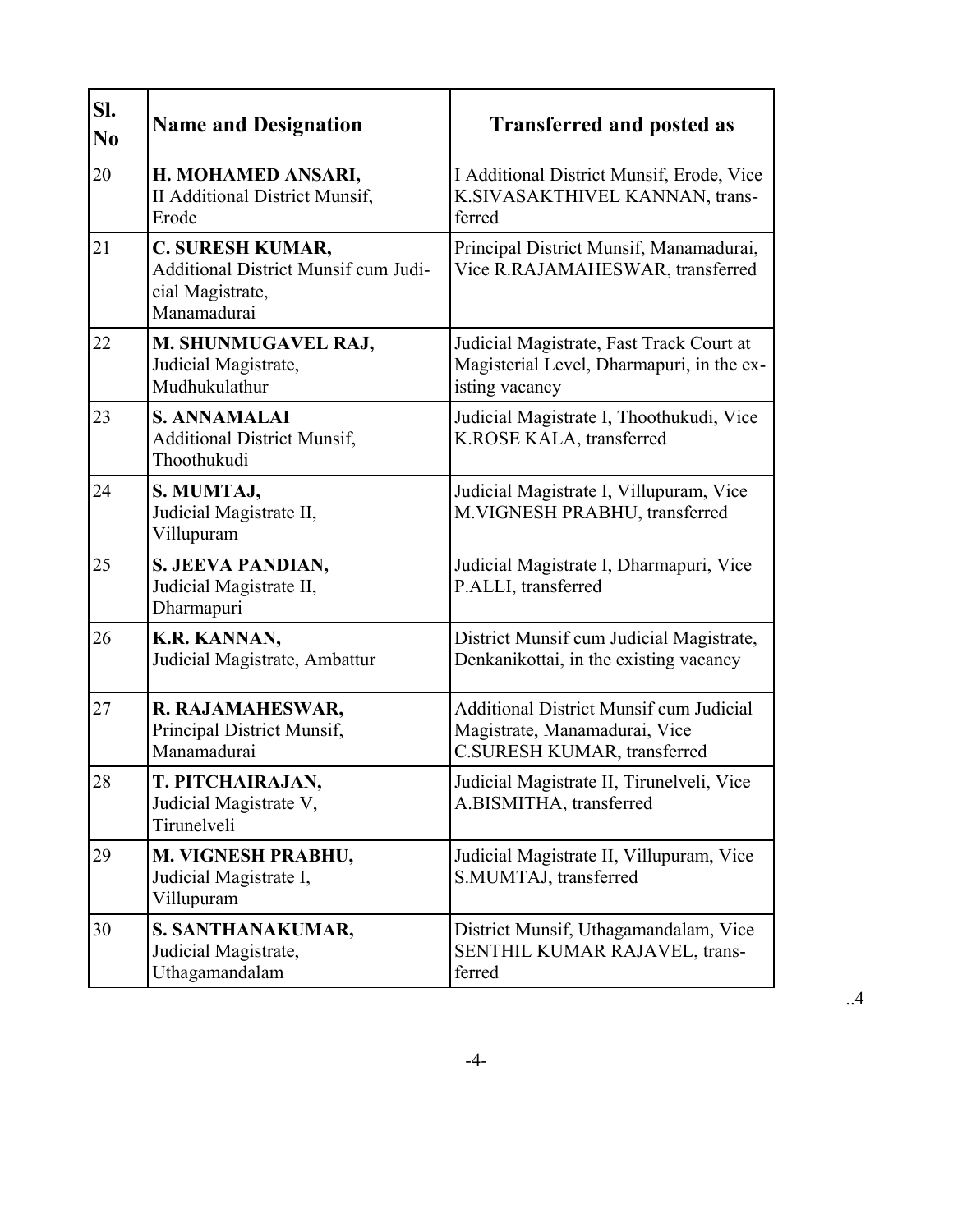| Sl. No | Name and Designation | Transferred and posted as |
| --- | --- | --- |
| 20 | **H. MOHAMED ANSARI,** II Additional District Munsif, Erode | I Additional District Munsif, Erode, Vice K.SIVASAKTHIVEL KANNAN, transferred |
| 21 | **C. SURESH KUMAR,** Additional District Munsif cum Judicial Magistrate, Manamadurai | Principal District Munsif, Manamadurai, Vice R.RAJAMAHESWAR, transferred |
| 22 | **M. SHUNMUGAVEL RAJ,** Judicial Magistrate, Mudhukulathur | Judicial Magistrate, Fast Track Court at Magisterial Level, Dharmapuri, in the existing vacancy |
| 23 | **S. ANNAMALAI** Additional District Munsif, Thoothukudi | Judicial Magistrate I, Thoothukudi, Vice K.ROSE KALA, transferred |
| 24 | **S. MUMTAJ,** Judicial Magistrate II, Villupuram | Judicial Magistrate I, Villupuram, Vice M.VIGNESH PRABHU, transferred |
| 25 | **S. JEEVA PANDIAN,** Judicial Magistrate II, Dharmapuri | Judicial Magistrate I, Dharmapuri, Vice P.ALLI, transferred |
| 26 | **K.R. KANNAN,** Judicial Magistrate, Ambattur | District Munsif cum Judicial Magistrate, Denkanikottai, in the existing vacancy |
| 27 | **R. RAJAMAHESWAR,** Principal District Munsif, Manamadurai | Additional District Munsif cum Judicial Magistrate, Manamadurai, Vice C.SURESH KUMAR, transferred |
| 28 | **T. PITCHAIRAJAN,** Judicial Magistrate V, Tirunelveli | Judicial Magistrate II, Tirunelveli, Vice A.BISMITHA, transferred |
| 29 | **M. VIGNESH PRABHU,** Judicial Magistrate I, Villupuram | Judicial Magistrate II, Villupuram, Vice S.MUMTAJ, transferred |
| 30 | **S. SANTHANAKUMAR,** Judicial Magistrate, Uthagamandalam | District Munsif, Uthagamandalam, Vice SENTHIL KUMAR RAJAVEL, transferred |

..4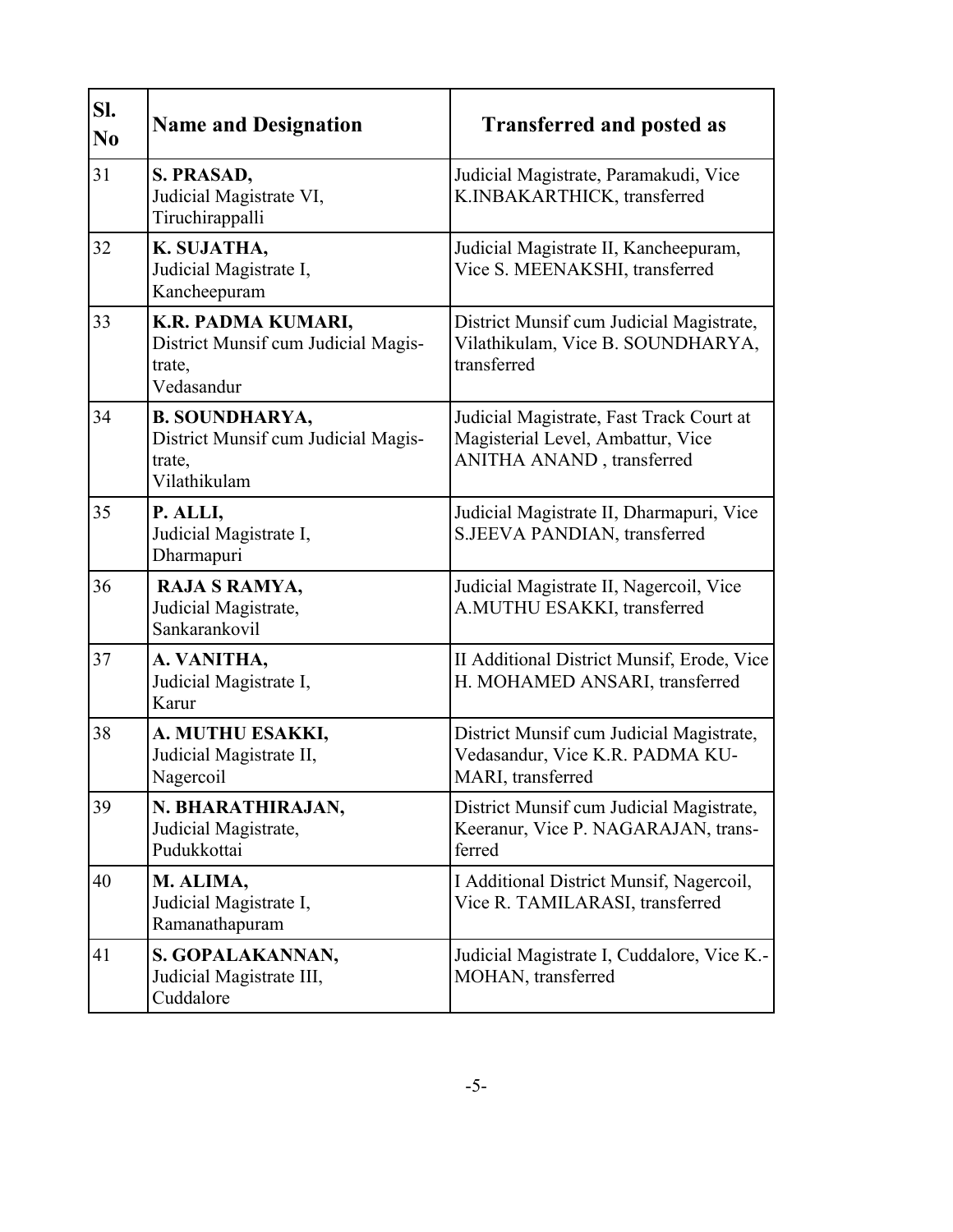| Sl. No | Name and Designation | Transferred and posted as |
|---|---|---|
| 31 | **S. PRASAD,** Judicial Magistrate VI, Tiruchirappalli | Judicial Magistrate, Paramakudi, Vice K.INBAKARTHICK, transferred |
| 32 | **K. SUJATHA,** Judicial Magistrate I, Kancheepuram | Judicial Magistrate II, Kancheepuram, Vice S. MEENAKSHI, transferred |
| 33 | **K.R. PADMA KUMARI,** District Munsif cum Judicial Magistrate, Vedasandur | District Munsif cum Judicial Magistrate, Vilathikulam, Vice B. SOUNDHARYA, transferred |
| 34 | **B. SOUNDHARYA,** District Munsif cum Judicial Magistrate, Vilathikulam | Judicial Magistrate, Fast Track Court at Magisterial Level, Ambattur, Vice ANITHA ANAND , transferred |
| 35 | **P. ALLI,** Judicial Magistrate I, Dharmapuri | Judicial Magistrate II, Dharmapuri, Vice S.JEEVA PANDIAN, transferred |
| 36 | **RAJA S RAMYA,** Judicial Magistrate, Sankarankovil | Judicial Magistrate II, Nagercoil, Vice A.MUTHU ESAKKI, transferred |
| 37 | **A. VANITHA,** Judicial Magistrate I, Karur | II Additional District Munsif, Erode, Vice H. MOHAMED ANSARI, transferred |
| 38 | **A. MUTHU ESAKKI,** Judicial Magistrate II, Nagercoil | District Munsif cum Judicial Magistrate, Vedasandur, Vice K.R. PADMA KUMARI, transferred |
| 39 | **N. BHARATHIRAJAN,** Judicial Magistrate, Pudukkottai | District Munsif cum Judicial Magistrate, Keeranur, Vice P. NAGARAJAN, transferred |
| 40 | **M. ALIMA,** Judicial Magistrate I, Ramanathapuram | I Additional District Munsif, Nagercoil, Vice R. TAMILARASI, transferred |
| 41 | **S. GOPALAKANNAN,** Judicial Magistrate III, Cuddalore | Judicial Magistrate I, Cuddalore, Vice K.MOHAN, transferred |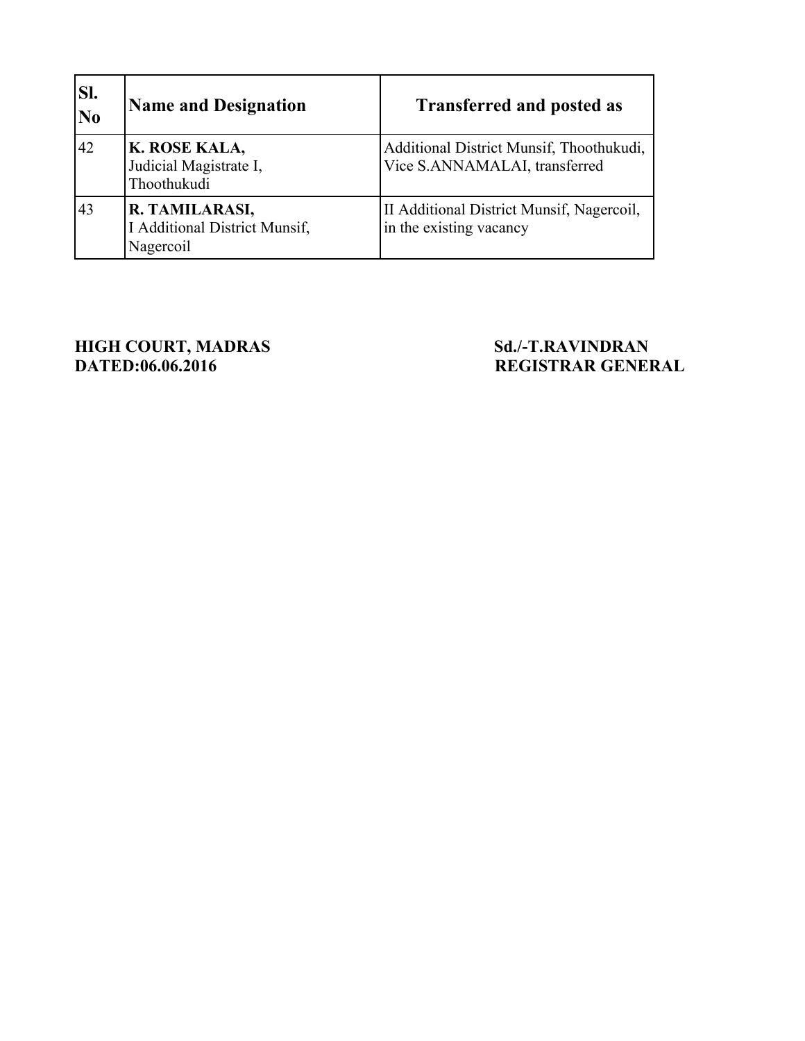| Sl. No | Name and Designation | Transferred and posted as |
|---|---|---|
| 42 | **K. ROSE KALA,** Judicial Magistrate I, Thoothukudi | Additional District Munsif, Thoothukudi, Vice S.ANNAMALAI, transferred |
| 43 | **R. TAMILARASI,** I Additional District Munsif, Nagercoil | II Additional District Munsif, Nagercoil, in the existing vacancy |

**HIGH COURT, MADRAS**
**DATED:06.06.2016**

**Sd./-T.RAVINDRAN**
**REGISTRAR GENERAL**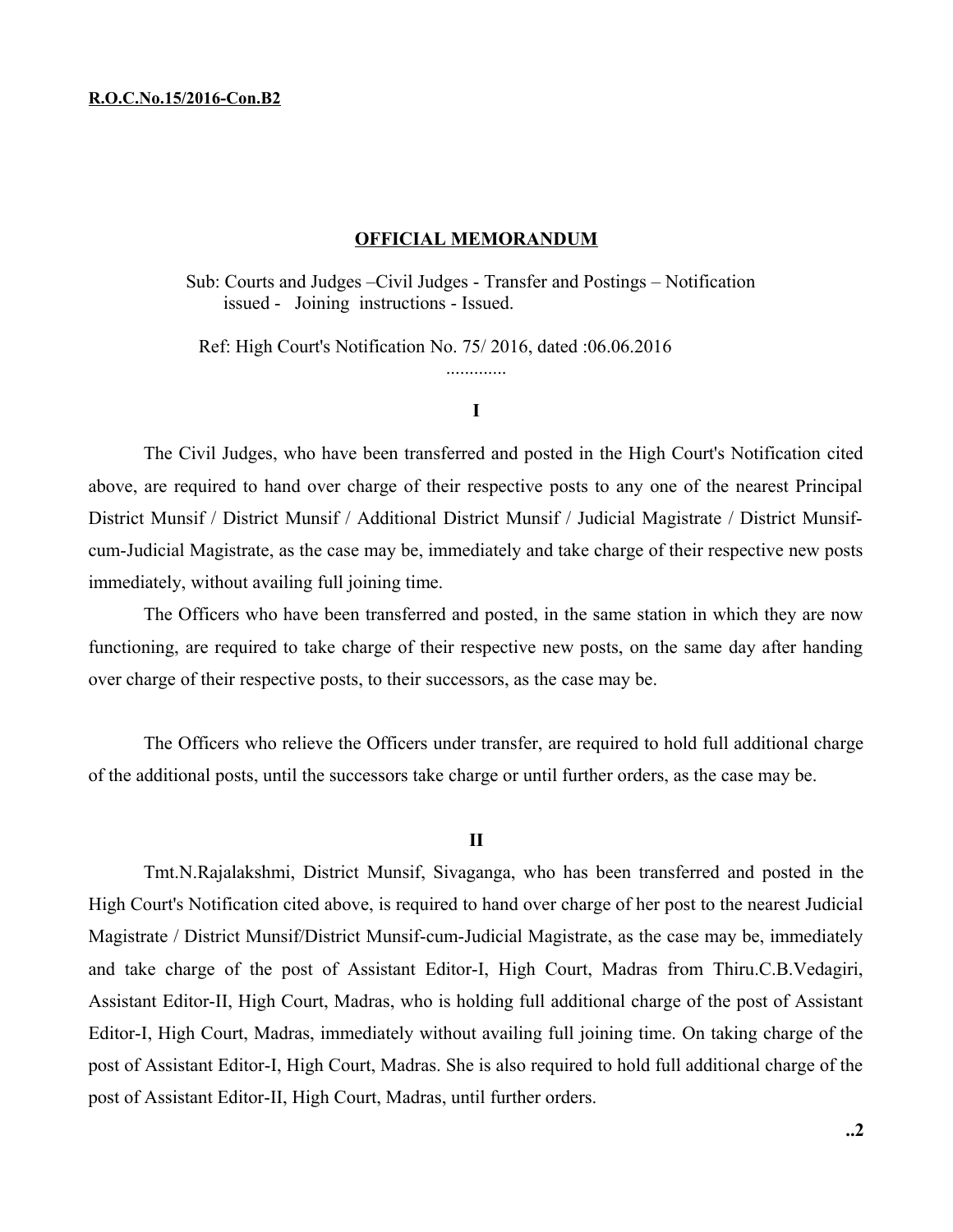**R.O.C.No.15/2016-Con.B2**

## OFFICIAL MEMORANDUM

Sub: Courts and Judges –Civil Judges - Transfer and Postings – Notification issued - Joining instructions - Issued.

Ref: High Court's Notification No. 75/ 2016, dated :06.06.2016

.............

**I**

The Civil Judges, who have been transferred and posted in the High Court's Notification cited above, are required to hand over charge of their respective posts to any one of the nearest Principal District Munsif / District Munsif / Additional District Munsif / Judicial Magistrate / District Munsif-cum-Judicial Magistrate, as the case may be, immediately and take charge of their respective new posts immediately, without availing full joining time.

The Officers who have been transferred and posted, in the same station in which they are now functioning, are required to take charge of their respective new posts, on the same day after handing over charge of their respective posts, to their successors, as the case may be.

The Officers who relieve the Officers under transfer, are required to hold full additional charge of the additional posts, until the successors take charge or until further orders, as the case may be.

**II**

Tmt.N.Rajalakshmi, District Munsif, Sivaganga, who has been transferred and posted in the High Court's Notification cited above, is required to hand over charge of her post to the nearest Judicial Magistrate / District Munsif/District Munsif-cum-Judicial Magistrate, as the case may be, immediately and take charge of the post of Assistant Editor-I, High Court, Madras from Thiru.C.B.Vedagiri, Assistant Editor-II, High Court, Madras, who is holding full additional charge of the post of Assistant Editor-I, High Court, Madras, immediately without availing full joining time. On taking charge of the post of Assistant Editor-I, High Court, Madras. She is also required to hold full additional charge of the post of Assistant Editor-II, High Court, Madras, until further orders.

**..2**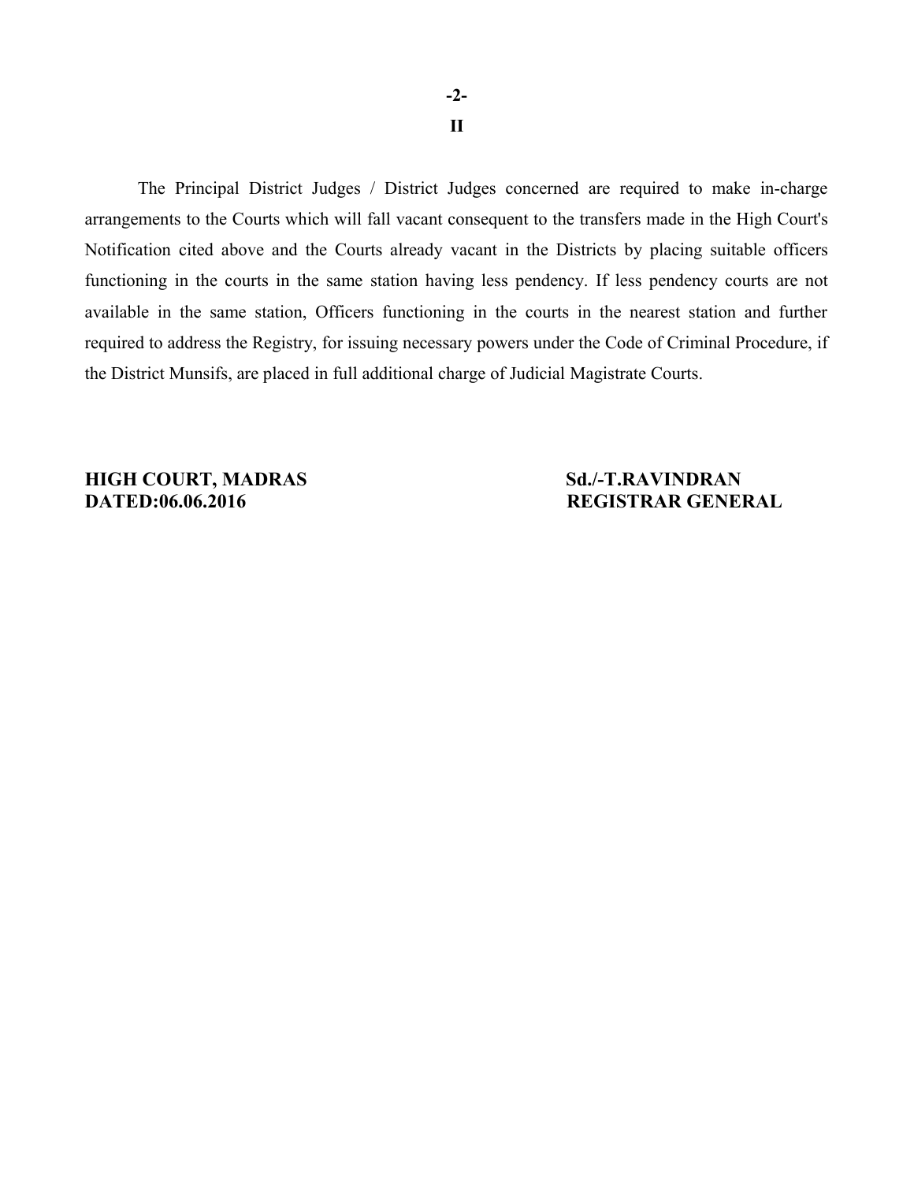**II**

The Principal District Judges / District Judges concerned are required to make in-charge arrangements to the Courts which will fall vacant consequent to the transfers made in the High Court's Notification cited above and the Courts already vacant in the Districts by placing suitable officers functioning in the courts in the same station having less pendency. If less pendency courts are not available in the same station, Officers functioning in the courts in the nearest station and further required to address the Registry, for issuing necessary powers under the Code of Criminal Procedure, if the District Munsifs, are placed in full additional charge of Judicial Magistrate Courts.

**HIGH COURT, MADRAS**
**DATED:06.06.2016**

**Sd./-T.RAVINDRAN**
**REGISTRAR GENERAL**